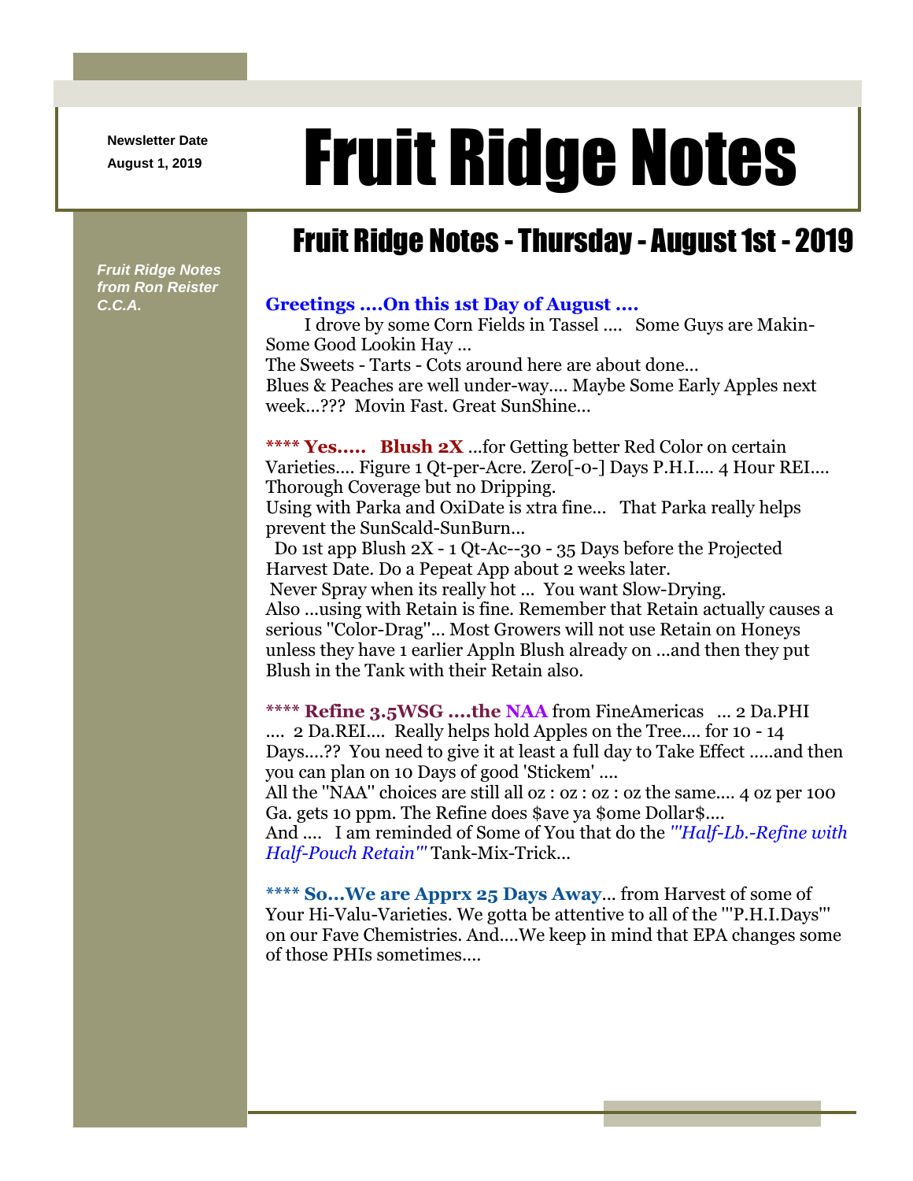**Newsletter Date**
**August 1, 2019**

# Fruit Ridge Notes

## Fruit Ridge Notes - Thursday - August 1st - 2019

***Fruit Ridge Notes from Ron Reister C.C.A.***

**Greetings ....On this 1st Day of August ....**

I drove by some Corn Fields in Tassel .... Some Guys are Makin-Some Good Lookin Hay ...
The Sweets - Tarts - Cots around here are about done...
Blues & Peaches are well under-way.... Maybe Some Early Apples next week...??? Movin Fast. Great SunShine...

**\*\*\*\* Yes..... Blush 2X** ...for Getting better Red Color on certain Varieties.... Figure 1 Qt-per-Acre. Zero[-0-] Days P.H.I.... 4 Hour REI.... Thorough Coverage but no Dripping.
Using with Parka and OxiDate is xtra fine... That Parka really helps prevent the SunScald-SunBurn...
Do 1st app Blush 2X - 1 Qt-Ac--30 - 35 Days before the Projected Harvest Date. Do a Pepeat App about 2 weeks later.
Never Spray when its really hot ... You want Slow-Drying.
Also ...using with Retain is fine. Remember that Retain actually causes a serious "Color-Drag"... Most Growers will not use Retain on Honeys unless they have 1 earlier Appln Blush already on ...and then they put Blush in the Tank with their Retain also.

**\*\*\*\* Refine 3.5WSG ....the NAA** from FineAmericas ... 2 Da.PHI .... 2 Da.REI.... Really helps hold Apples on the Tree.... for 10 - 14 Days....?? You need to give it at least a full day to Take Effect .....and then you can plan on 10 Days of good 'Stickem' ....
All the "NAA" choices are still all oz : oz : oz : oz the same.... 4 oz per 100 Ga. gets 10 ppm. The Refine does $ave ya $ome Dollar$....
And .... I am reminded of Some of You that do the *'"Half-Lb.-Refine with Half-Pouch Retain"'* Tank-Mix-Trick...

**\*\*\*\* So...We are Apprx 25 Days Away**... from Harvest of some of Your Hi-Valu-Varieties. We gotta be attentive to all of the '"P.H.I.Days"' on our Fave Chemistries. And....We keep in mind that EPA changes some of those PHIs sometimes....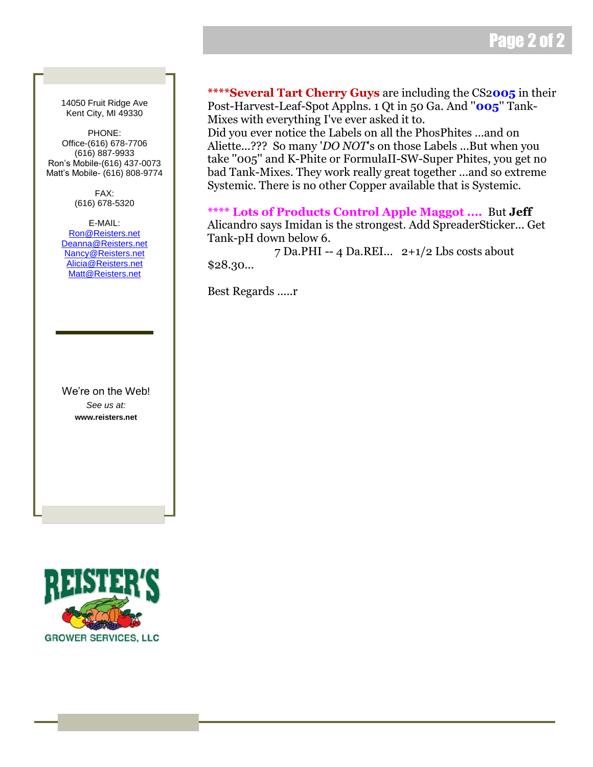14050 Fruit Ridge Ave
Kent City, MI 49330

PHONE:
Office-(616) 678-7706
(616) 887-9933
Ron's Mobile-(616) 437-0073
Matt's Mobile- (616) 808-9774

FAX:
(616) 678-5320

E-MAIL:
Ron@Reisters.net
Deanna@Reisters.net
Nancy@Reisters.net
Alicia@Reisters.net
Matt@Reisters.net

We're on the Web!
*See us at:*
**www.reisters.net**

REISTER'S GROWER SERVICES, LLC

****Several Tart Cherry Guys** are including the CS2**005** in their Post-Harvest-Leaf-Spot Applns. 1 Qt in 50 Ga. And "**005**" Tank-Mixes with everything I've ever asked it to.
Did you ever notice the Labels on all the PhosPhites …and on Aliette…??? So many '*DO NOT*'s on those Labels …But when you take "005" and K-Phite or FormulaII-SW-Super Phites, you get no bad Tank-Mixes. They work really great together …and so extreme Systemic. There is no other Copper available that is Systemic.

**** **Lots of Products Control Apple Maggot ….** But **Jeff** Alicandro says Imidan is the strongest. Add SpreaderSticker… Get Tank-pH down below 6.
7 Da.PHI -- 4 Da.REI… 2+1/2 Lbs costs about $28.30…

Best Regards …..r